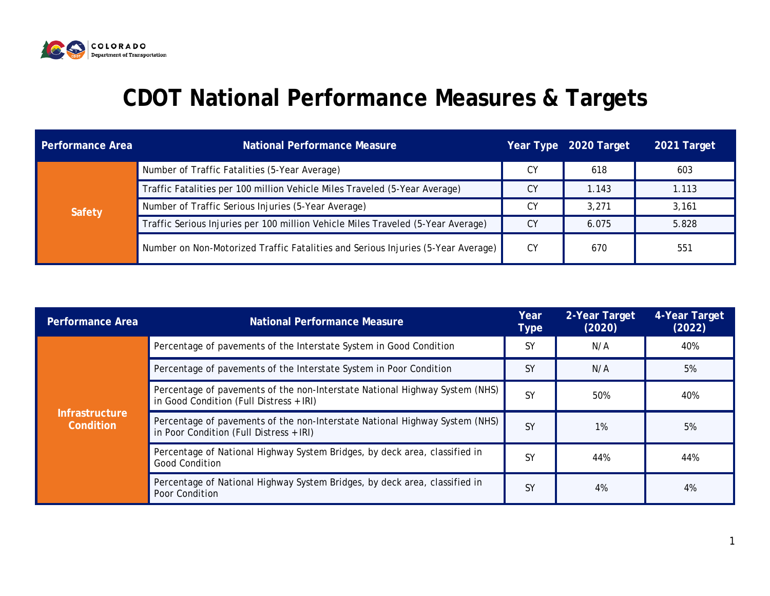# CDOT National Performance Measures & Targets

| Performance Area | National Performance Measure | Year Type | 2020 Target | 2021 Target |
|---|---|---|---|---|
| Safety | Number of Traffic Fatalities (5-Year Average) | CY | 618 | 603 |
| | Traffic Fatalities per 100 million Vehicle Miles Traveled (5-Year Average) | CY | 1.143 | 1.113 |
| | Number of Traffic Serious Injuries (5-Year Average) | CY | 3,271 | 3,161 |
| | Traffic Serious Injuries per 100 million Vehicle Miles Traveled (5-Year Average) | CY | 6.075 | 5.828 |
| | Number on Non-Motorized Traffic Fatalities and Serious Injuries (5-Year Average) | CY | 670 | 551 |

| Performance Area | National Performance Measure | Year Type | 2-Year Target (2020) | 4-Year Target (2022) |
|---|---|---|---|---|
| Infrastructure Condition | Percentage of pavements of the Interstate System in Good Condition | SY | N/A | 40% |
| | Percentage of pavements of the Interstate System in Poor Condition | SY | N/A | 5% |
| | Percentage of pavements of the non-Interstate National Highway System (NHS) in Good Condition (Full Distress + IRI) | SY | 50% | 40% |
| | Percentage of pavements of the non-Interstate National Highway System (NHS) in Poor Condition (Full Distress + IRI) | SY | 1% | 5% |
| | Percentage of National Highway System Bridges, by deck area, classified in Good Condition | SY | 44% | 44% |
| | Percentage of National Highway System Bridges, by deck area, classified in Poor Condition | SY | 4% | 4% |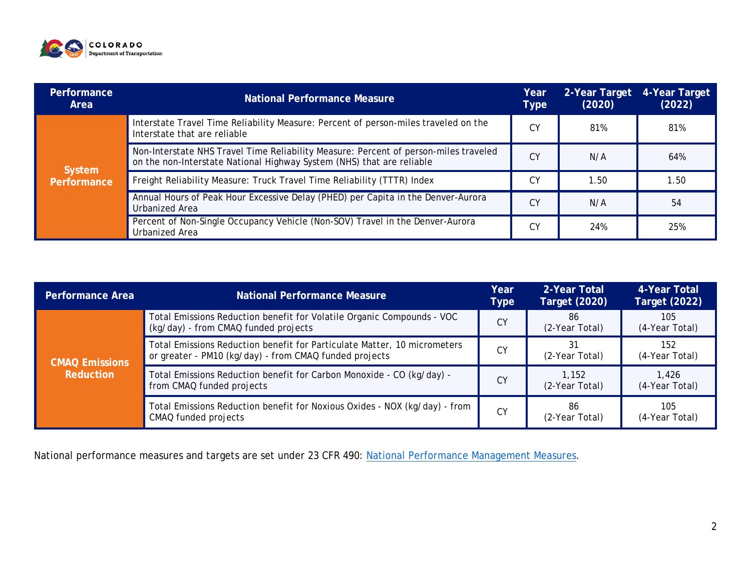| Performance Area | National Performance Measure | Year Type | 2-Year Target (2020) | 4-Year Target (2022) |
| --- | --- | --- | --- | --- |
| System Performance | Interstate Travel Time Reliability Measure: Percent of person-miles traveled on the Interstate that are reliable | CY | 81% | 81% |
| | Non-Interstate NHS Travel Time Reliability Measure: Percent of person-miles traveled on the non-Interstate National Highway System (NHS) that are reliable | CY | N/A | 64% |
| | Freight Reliability Measure: Truck Travel Time Reliability (TTTR) Index | CY | 1.50 | 1.50 |
| | Annual Hours of Peak Hour Excessive Delay (PHED) per Capita in the Denver-Aurora Urbanized Area | CY | N/A | 54 |
| | Percent of Non-Single Occupancy Vehicle (Non-SOV) Travel in the Denver-Aurora Urbanized Area | CY | 24% | 25% |

| Performance Area | National Performance Measure | Year Type | 2-Year Total Target (2020) | 4-Year Total Target (2022) |
| --- | --- | --- | --- | --- |
| CMAQ Emissions Reduction | Total Emissions Reduction benefit for Volatile Organic Compounds - VOC (kg/day) - from CMAQ funded projects | CY | 86 (2-Year Total) | 105 (4-Year Total) |
| | Total Emissions Reduction benefit for Particulate Matter, 10 micrometers or greater - PM10 (kg/day) - from CMAQ funded projects | CY | 31 (2-Year Total) | 152 (4-Year Total) |
| | Total Emissions Reduction benefit for Carbon Monoxide - CO (kg/day) - from CMAQ funded projects | CY | 1,152 (2-Year Total) | 1,426 (4-Year Total) |
| | Total Emissions Reduction benefit for Noxious Oxides - NOX (kg/day) - from CMAQ funded projects | CY | 86 (2-Year Total) | 105 (4-Year Total) |

National performance measures and targets are set under 23 CFR 490: National Performance Management Measures.